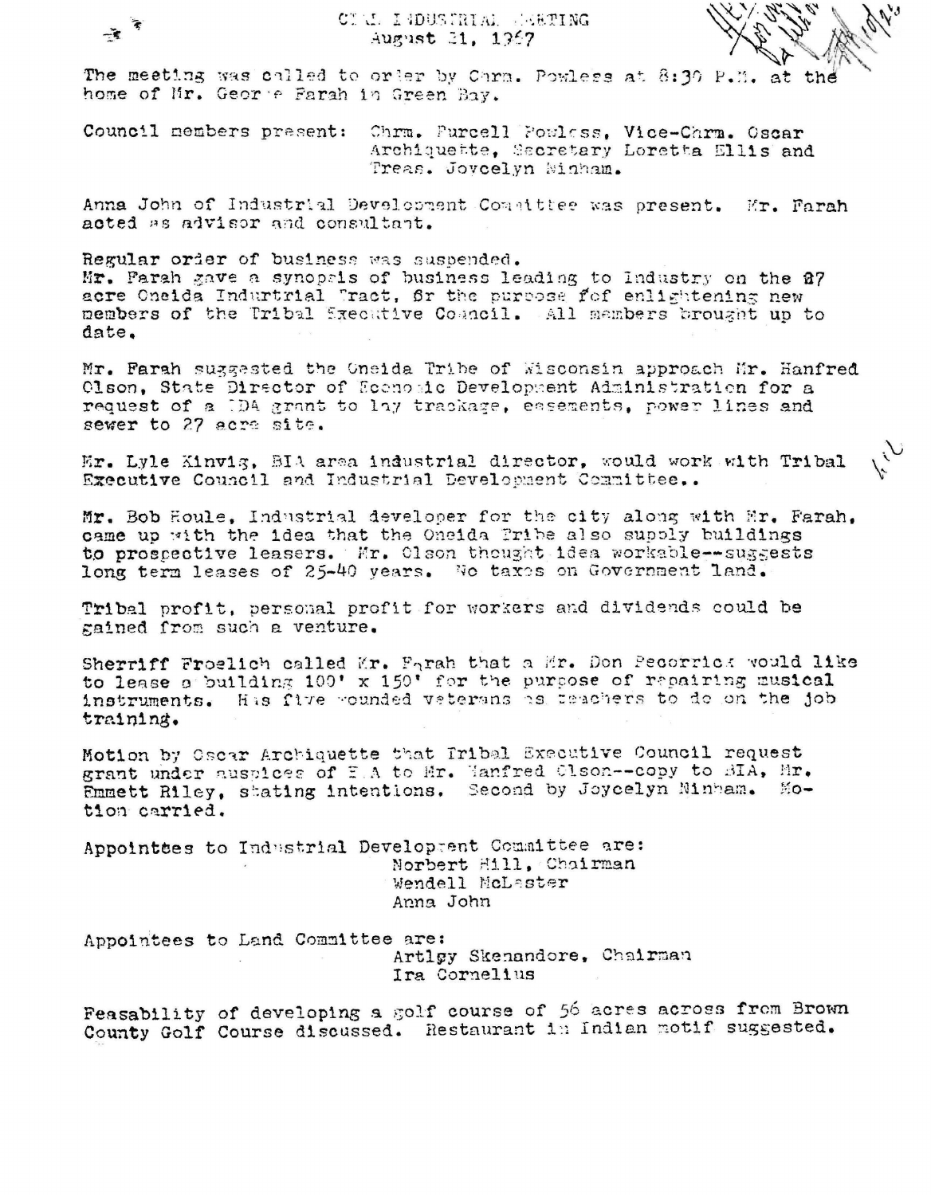# CIAL INDUSTRIAL MEETING
August 21, 1967

The meeting was called to order by Chrm. Powless at 8:30 P.M. at the home of Mr. George Farah in Green Bay.

Council members present: Chrm. Purcell Powless, Vice-Chrm. Oscar Archiquette, Secretary Loretta Ellis and Treas. Joycelyn Ninham.

Anna John of Industrial Development Committee was present. Mr. Farah acted as advisor and consultant.

Regular order of business was suspended.
Mr. Farah gave a synopsis of business leading to Industry on the 27 acre Oneida Indurtrial Tract, fr the purpose fof enlightening new members of the Tribal Executive Council. All members brought up to date.

Mr. Farah suggested the Oneida Tribe of Wisconsin approach Mr. Hanfred Olson, State Director of Economic Development Administration for a request of a EDA grant to lay trackage, easements, power lines and sewer to 27 acre site.

Mr. Lyle Kinvig, BIA area industrial director, would work with Tribal Executive Council and Industrial Development Committee..

Mr. Bob Houle, Industrial developer for the city along with Mr. Farah, came up with the idea that the Oneida Tribe also supply buildings to prospective leasers. Mr. Olson thought idea workable--suggests long term leases of 25-40 years. No taxes on Government land.

Tribal profit, personal profit for workers and dividends could be gained from such a venture.

Sherriff Froelich called Mr. Farah that a Mr. Don Pecorrick would like to lease a building 100' x 150' for the purpose of repairing musical instruments. His five wounded veterans as teachers to do on the job training.

Motion by Oscar Archiquette that Tribal Executive Council request grant under auspices of EDA to Mr. Hanfred Olson--copy to BIA, Mr. Emmett Riley, stating intentions. Second by Joycelyn Ninham. Motion carried.

Appointees to Industrial Development Committee are:
- Norbert Hill, Chairman
- Wendell McLester
- Anna John

Appointees to Land Committee are:
- Artlgy Skenandore, Chairman
- Ira Cornelius

Feasability of developing a golf course of 56 acres across from Brown County Golf Course discussed. Restaurant in Indian motif suggested.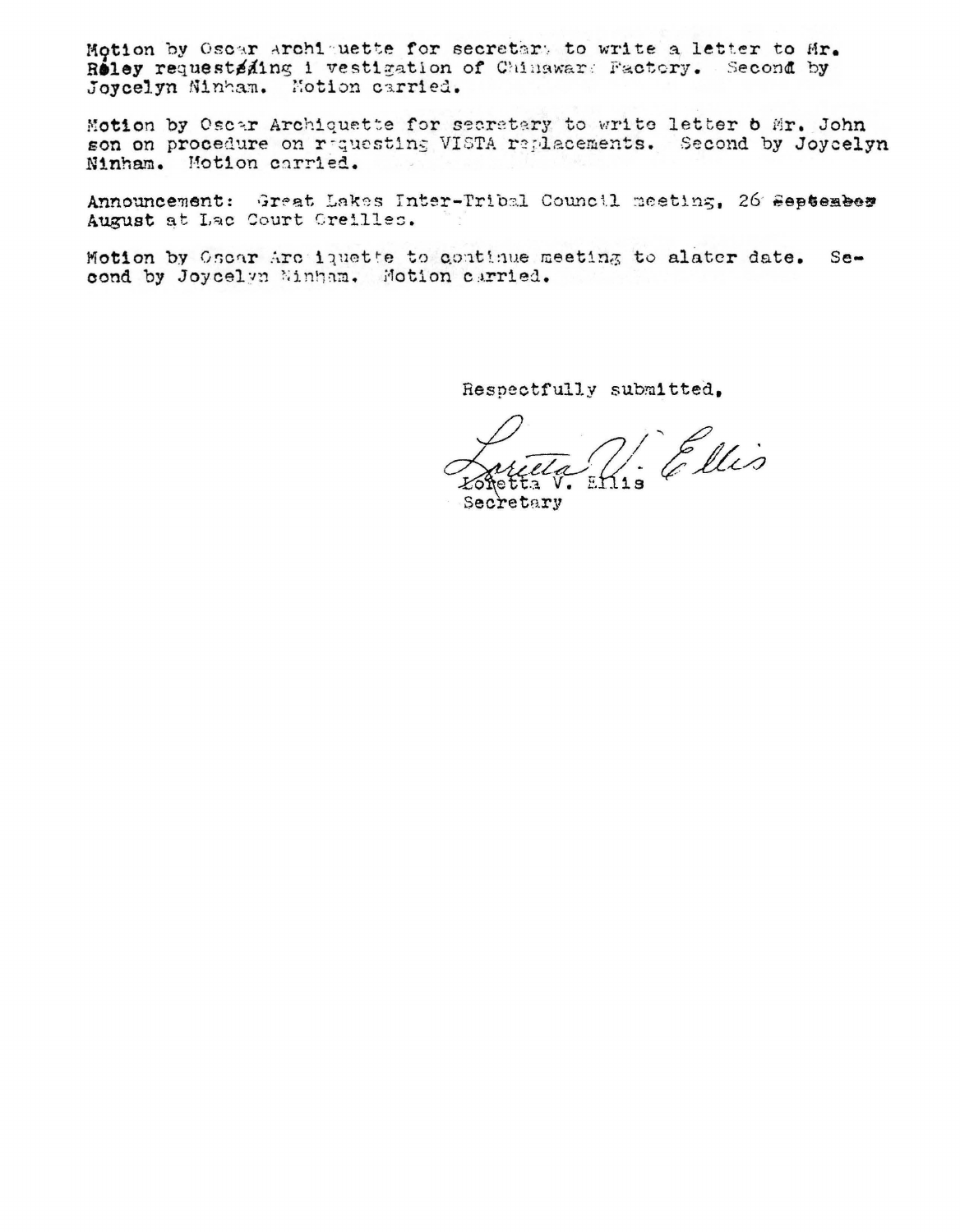Motion by Oscar Archiquette for secretary to write a letter to Mr. Roley requesting investigation of Chinaware Factory. Second by Joycelyn Ninham. Motion carried.

Motion by Oscar Archiquette for secretary to write letter to Mr. Johnson on procedure on requesting VISTA replacements. Second by Joycelyn Ninham. Motion carried.

Announcement: Great Lakes Inter-Tribal Council meeting, 26 ~~September~~ August at Lac Court Oreilles.

Motion by Oscar Archiquette to continue meeting to alater date. Second by Joycelyn Ninham. Motion carried.

Respectfully submitted,

Loretta V. Ellis
Secretary